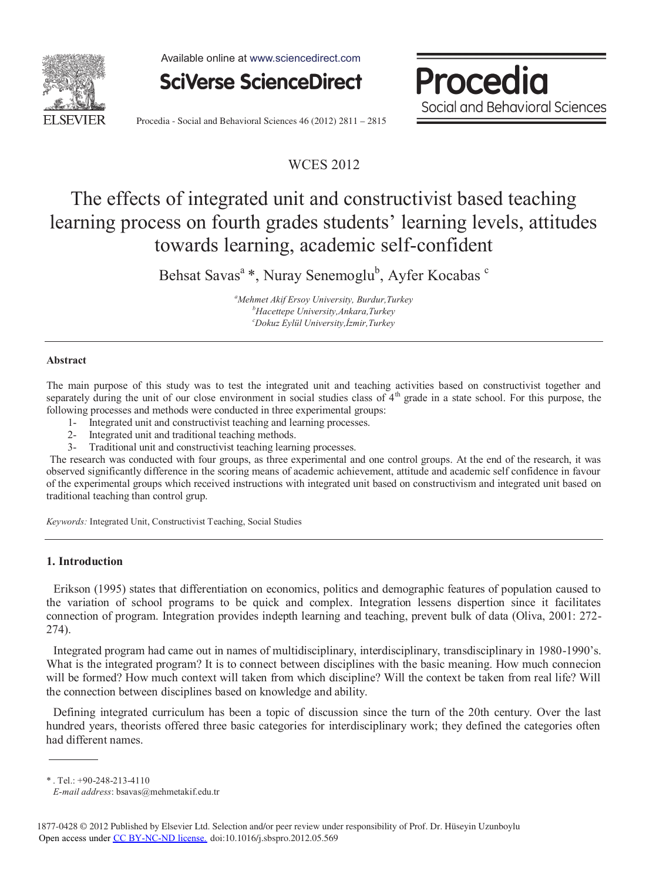WCES 2012

# The effects of integrated unit and constructivist based teaching learning process on fourth grades students' learning levels, attitudes towards learning, academic self-confident

Behsat Savas[a] *, Nuray Senemoglu[b], Ayfer Kocabas [c]

[a]*Mehmet Akif Ersoy University, Burdur,Turkey*
[b]*Hacettepe University,Ankara,Turkey*
[c]*Dokuz Eylül University,İzmir,Turkey*

---

**Abstract**

The main purpose of this study was to test the integrated unit and teaching activities based on constructivist together and separately during the unit of our close environment in social studies class of 4th grade in a state school. For this purpose, the following processes and methods were conducted in three experimental groups:

1- Integrated unit and constructivist teaching and learning processes.
2- Integrated unit and traditional teaching methods.
3- Traditional unit and constructivist teaching learning processes.

The research was conducted with four groups, as three experimental and one control groups. At the end of the research, it was observed significantly difference in the scoring means of academic achievement, attitude and academic self confidence in favour of the experimental groups which received instructions with integrated unit based on constructivism and integrated unit based on traditional teaching than control grup.

*Keywords:* Integrated Unit, Constructivist Teaching, Social Studies

---

## 1. Introduction

Erikson (1995) states that differentiation on economics, politics and demographic features of population caused to the variation of school programs to be quick and complex. Integration lessens dispertion since it facilitates connection of program. Integration provides indepth learning and teaching, prevent bulk of data (Oliva, 2001: 272-274).

Integrated program had came out in names of multidisciplinary, interdisciplinary, transdisciplinary in 1980-1990's. What is the integrated program? It is to connect between disciplines with the basic meaning. How much connecion will be formed? How much context will taken from which discipline? Will the context be taken from real life? Will the connection between disciplines based on knowledge and ability.

Defining integrated curriculum has been a topic of discussion since the turn of the 20th century. Over the last hundred years, theorists offered three basic categories for interdisciplinary work; they defined the categories often had different names.

---

* . Tel.: +90-248-213-4110
*E-mail address*: bsavas@mehmetakif.edu.tr

1877-0428 © 2012 Published by Elsevier Ltd. Selection and/or peer review under responsibility of Prof. Dr. Hüseyin Uzunboylu
Open access under CC BY-NC-ND license. doi:10.1016/j.sbspro.2012.05.569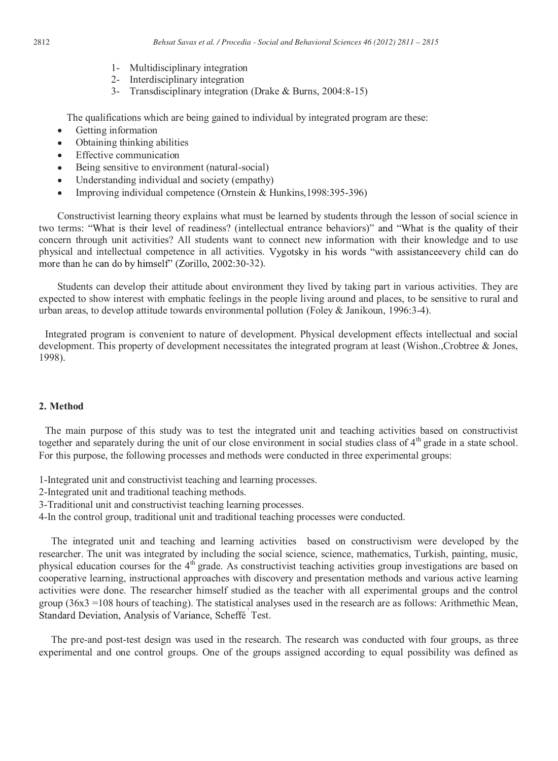1- Multidisciplinary integration
2- Interdisciplinary integration
3- Transdisciplinary integration (Drake & Burns, 2004:8-15)

The qualifications which are being gained to individual by integrated program are these:

- Getting information
- Obtaining thinking abilities
- Effective communication
- Being sensitive to environment (natural-social)
- Understanding individual and society (empathy)
- Improving individual competence (Ornstein & Hunkins,1998:395-396)

Constructivist learning theory explains what must be learned by students through the lesson of social science in two terms: "What is their level of readiness? (intellectual entrance behaviors)" and "What is the quality of their concern through unit activities? All students want to connect new information with their knowledge and to use physical and intellectual competence in all activities. Vygotsky in his words "with assistanceevery child can do more than he can do by himself" (Zorillo, 2002:30-32).

Students can develop their attitude about environment they lived by taking part in various activities. They are expected to show interest with emphatic feelings in the people living around and places, to be sensitive to rural and urban areas, to develop attitude towards environmental pollution (Foley & Janikoun, 1996:3-4).

Integrated program is convenient to nature of development. Physical development effects intellectual and social development. This property of development necessitates the integrated program at least (Wishon.,Crobtree & Jones, 1998).

## 2. Method

The main purpose of this study was to test the integrated unit and teaching activities based on constructivist together and separately during the unit of our close environment in social studies class of 4th grade in a state school. For this purpose, the following processes and methods were conducted in three experimental groups:

1-Integrated unit and constructivist teaching and learning processes.
2-Integrated unit and traditional teaching methods.
3-Traditional unit and constructivist teaching learning processes.
4-In the control group, traditional unit and traditional teaching processes were conducted.

The integrated unit and teaching and learning activities based on constructivism were developed by the researcher. The unit was integrated by including the social science, science, mathematics, Turkish, painting, music, physical education courses for the 4th grade. As constructivist teaching activities group investigations are based on cooperative learning, instructional approaches with discovery and presentation methods and various active learning activities were done. The researcher himself studied as the teacher with all experimental groups and the control group (36x3 =108 hours of teaching). The statistical analyses used in the research are as follows: Arithmetic Mean, Standard Deviation, Analysis of Variance, Scheffé Test.

The pre-and post-test design was used in the research. The research was conducted with four groups, as three experimental and one control groups. One of the groups assigned according to equal possibility was defined as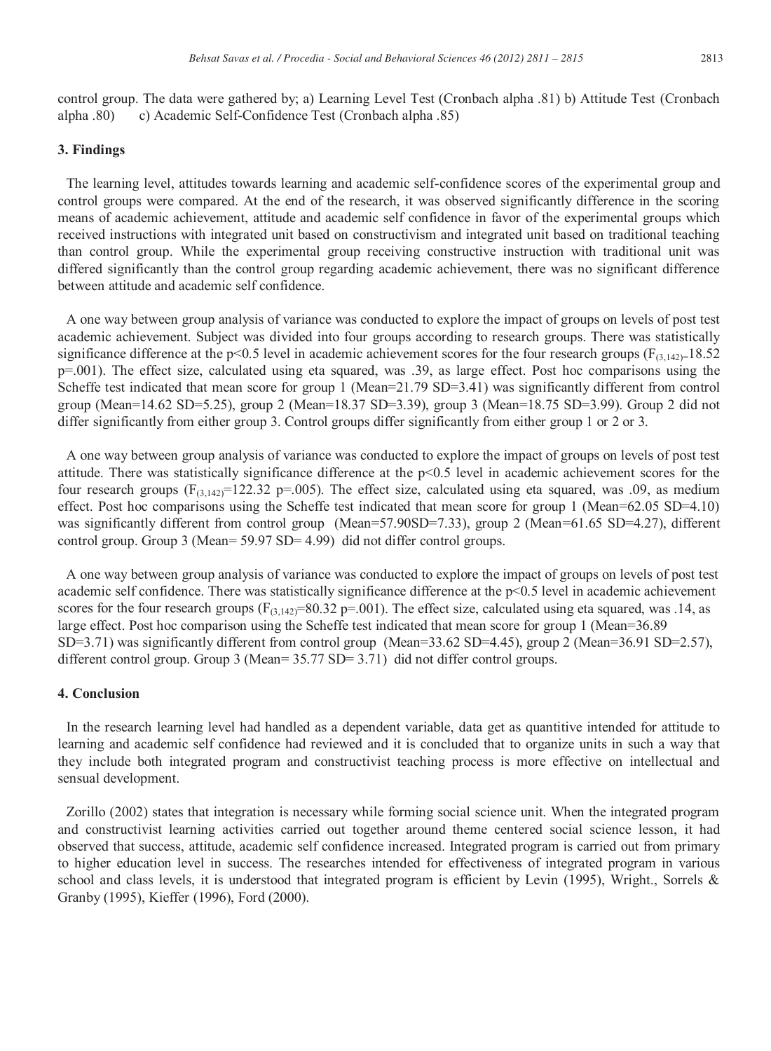control group. The data were gathered by; a) Learning Level Test (Cronbach alpha .81) b) Attitude Test (Cronbach alpha .80)   c) Academic Self-Confidence Test (Cronbach alpha .85)

### 3. Findings

The learning level, attitudes towards learning and academic self-confidence scores of the experimental group and control groups were compared. At the end of the research, it was observed significantly difference in the scoring means of academic achievement, attitude and academic self confidence in favor of the experimental groups which received instructions with integrated unit based on constructivism and integrated unit based on traditional teaching than control group. While the experimental group receiving constructive instruction with traditional unit was differed significantly than the control group regarding academic achievement, there was no significant difference between attitude and academic self confidence.

A one way between group analysis of variance was conducted to explore the impact of groups on levels of post test academic achievement. Subject was divided into four groups according to research groups. There was statistically significance difference at the $p<0.5$ level in academic achievement scores for the four research groups ($F_{(3,142)}=18.52$ $p=.001$). The effect size, calculated using eta squared, was .39, as large effect. Post hoc comparisons using the Scheffe test indicated that mean score for group 1 (Mean=21.79 SD=3.41) was significantly different from control group (Mean=14.62 SD=5.25), group 2 (Mean=18.37 SD=3.39), group 3 (Mean=18.75 SD=3.99). Group 2 did not differ significantly from either group 3. Control groups differ significantly from either group 1 or 2 or 3.

A one way between group analysis of variance was conducted to explore the impact of groups on levels of post test attitude. There was statistically significance difference at the $p<0.5$ level in academic achievement scores for the four research groups ($F_{(3,142)}=122.32$ $p=.005$). The effect size, calculated using eta squared, was .09, as medium effect. Post hoc comparisons using the Scheffe test indicated that mean score for group 1 (Mean=62.05 SD=4.10) was significantly different from control group (Mean=57.90SD=7.33), group 2 (Mean=61.65 SD=4.27), different control group. Group 3 (Mean= 59.97 SD= 4.99) did not differ control groups.

A one way between group analysis of variance was conducted to explore the impact of groups on levels of post test academic self confidence. There was statistically significance difference at the $p<0.5$ level in academic achievement scores for the four research groups ($F_{(3,142)}=80.32$ $p=.001$). The effect size, calculated using eta squared, was .14, as large effect. Post hoc comparison using the Scheffe test indicated that mean score for group 1 (Mean=36.89 SD=3.71) was significantly different from control group (Mean=33.62 SD=4.45), group 2 (Mean=36.91 SD=2.57), different control group. Group 3 (Mean= 35.77 SD= 3.71) did not differ control groups.

### 4. Conclusion

In the research learning level had handled as a dependent variable, data get as quantitive intended for attitude to learning and academic self confidence had reviewed and it is concluded that to organize units in such a way that they include both integrated program and constructivist teaching process is more effective on intellectual and sensual development.

Zorillo (2002) states that integration is necessary while forming social science unit. When the integrated program and constructivist learning activities carried out together around theme centered social science lesson, it had observed that success, attitude, academic self confidence increased. Integrated program is carried out from primary to higher education level in success. The researches intended for effectiveness of integrated program in various school and class levels, it is understood that integrated program is efficient by Levin (1995), Wright., Sorrels & Granby (1995), Kieffer (1996), Ford (2000).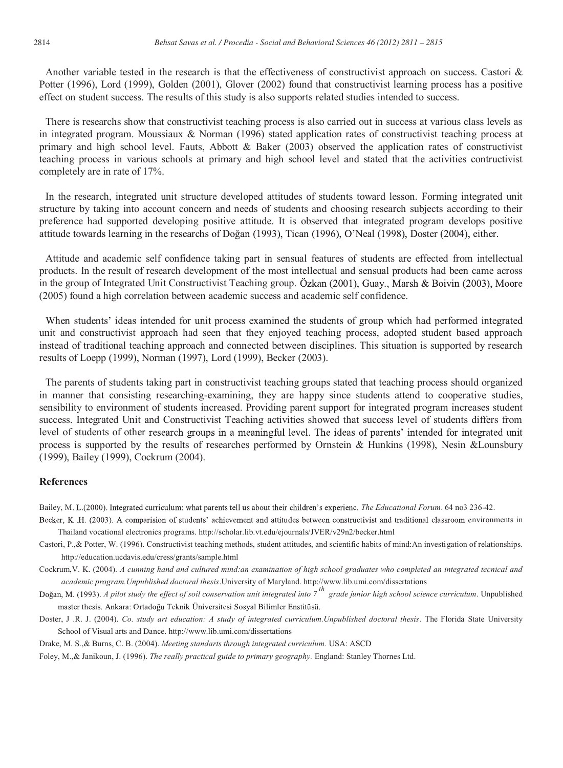Another variable tested in the research is that the effectiveness of constructivist approach on success. Castori & Potter (1996), Lord (1999), Golden (2001), Glover (2002) found that constructivist learning process has a positive effect on student success. The results of this study is also supports related studies intended to success.

There is researchs show that constructivist teaching process is also carried out in success at various class levels as in integrated program. Moussiaux & Norman (1996) stated application rates of constructivist teaching process at primary and high school level. Fauts, Abbott & Baker (2003) observed the application rates of constructivist teaching process in various schools at primary and high school level and stated that the activities contructivist completely are in rate of 17%.

In the research, integrated unit structure developed attitudes of students toward lesson. Forming integrated unit structure by taking into account concern and needs of students and choosing research subjects according to their preference had supported developing positive attitude. It is observed that integrated program develops positive attitude towards learning in the researchs of Doğan (1993), Tican (1996), O'Neal (1998), Doster (2004), either.

Attitude and academic self confidence taking part in sensual features of students are effected from intellectual products. In the result of research development of the most intellectual and sensual products had been came across in the group of Integrated Unit Constructivist Teaching group. Özkan (2001), Guay., Marsh & Boivin (2003), Moore (2005) found a high correlation between academic success and academic self confidence.

When students' ideas intended for unit process examined the students of group which had performed integrated unit and constructivist approach had seen that they enjoyed teaching process, adopted student based approach instead of traditional teaching approach and connected between disciplines. This situation is supported by research results of Loepp (1999), Norman (1997), Lord (1999), Becker (2003).

The parents of students taking part in constructivist teaching groups stated that teaching process should organized in manner that consisting researching-examining, they are happy since students attend to cooperative studies, sensibility to environment of students increased. Providing parent support for integrated program increases student success. Integrated Unit and Constructivist Teaching activities showed that success level of students differs from level of students of other research groups in a meaningful level. The ideas of parents' intended for integrated unit process is supported by the results of researches performed by Ornstein & Hunkins (1998), Nesin &Lounsbury (1999), Bailey (1999), Cockrum (2004).

## References

Bailey, M. L.(2000). Integrated curriculum: what parents tell us about their children's experienc. *The Educational Forum*. 64 no3 236-42.

Becker, K .H. (2003). A comparision of students' achievement and attitudes between constructivist and traditional classroom environments in Thailand vocational electronics programs. http://scholar.lib.vt.edu/ejournals/JVER/v29n2/becker.html

Castori, P.,& Potter, W. (1996). Constructivist teaching methods, student attitudes, and scientific habits of mind:An investigation of relationships. http://education.ucdavis.edu/cress/grants/sample.html

Cockrum,V. K. (2004). *A cunning hand and cultured mind:an examination of high school graduates who completed an integrated tecnical and academic program.Unpublished doctoral thesis*.University of Maryland. http://www.lib.umi.com/dissertations

Doğan, M. (1993). *A pilot study the effect of soil conservation unit integrated into 7th grade junior high school science curriculum*. Unpublished master thesis. Ankara: Ortadoğu Teknik Üniversitesi Sosyal Bilimler Enstitüsü.

Doster, J .R. J. (2004). *Co. study art education: A study of integrated curriculum.Unpublished doctoral thesis*. The Florida State University School of Visual arts and Dance. http://www.lib.umi.com/dissertations

Drake, M. S.,& Burns, C. B. (2004). *Meeting standarts through integrated curriculum.* USA: ASCD

Foley, M.,& Janikoun, J. (1996). *The really practical guide to primary geography.* England: Stanley Thornes Ltd.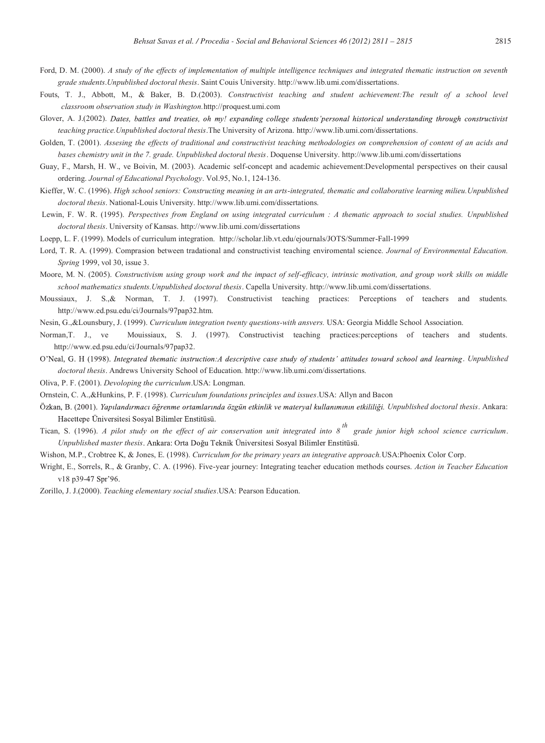Ford, D. M. (2000). *A study of the effects of implementation of multiple intelligence techniques and integrated thematic instruction on seventh grade students.Unpublished doctoral thesis*. Saint Couis University. http://www.lib.umi.com/dissertations.

Fouts, T. J., Abbott, M., & Baker, B. D.(2003). *Constructivist teaching and student achievement:The result of a school level classroom observation study in Washington.*http://proquest.umi.com

Glover, A. J.(2002). *Dates, battles and treaties, oh my! expanding college students'personal historical understanding through constructivist teaching practice.Unpublished doctoral thesis*.The University of Arizona. http://www.lib.umi.com/dissertations.

Golden, T. (2001). *Assesing the effects of traditional and constructivist teaching methodologies on comprehension of content of an acids and bases chemistry unit in the 7. grade. Unpublished doctoral thesis*. Doquense University. http://www.lib.umi.com/dissertations

Guay, F., Marsh, H. W., ve Boivin, M. (2003). Academic self-concept and academic achievement:Developmental perspectives on their causal ordering. *Journal of Educational Psychology*. Vol.95, No.1, 124-136.

Kieffer, W. C. (1996). *High school seniors: Constructing meaning in an arts-integrated, thematic and collaborative learning milieu.Unpublished doctoral thesis*. National-Louis University. http://www.lib.umi.com/dissertations.

Lewin, F. W. R. (1995). *Perspectives from England on using integrated curriculum : A thematic approach to social studies. Unpublished doctoral thesis*. University of Kansas. http://www.lib.umi.com/dissertations

Loepp, L. F. (1999). Models of curriculum integration. http://scholar.lib.vt.edu/ejournals/JOTS/Summer-Fall-1999

Lord, T. R. A. (1999). Comprasion between tradational and constructivist teaching enviromental science. *Journal of Environmental Education. Spring* 1999, vol 30, issue 3.

Moore, M. N. (2005). *Constructivism using group work and the impact of self-efficacy, intrinsic motivation, and group work skills on middle school mathematics students.Unpublished doctoral thesis*. Capella University. http://www.lib.umi.com/dissertations.

Moussiaux, J. S.,& Norman, T. J. (1997). Constructivist teaching practices: Perceptions of teachers and students. http://www.ed.psu.edu/ci/Journals/97pap32.htm.

Nesin, G.,&Lounsbury, J. (1999). *Curriculum integration twenty questions-with ansvers.* USA: Georgia Middle School Association.

Norman,T. J., ve Mouissiaux, S. J. (1997). Constructivist teaching practices:perceptions of teachers and students. http://www.ed.psu.edu/ci/Journals/97pap32.

O'Neal, G. H (1998). *Integrated thematic instruction:A descriptive case study of students' attitudes toward school and learning*. *Unpublished doctoral thesis*. Andrews University School of Education. http://www.lib.umi.com/dissertations.

Oliva, P. F. (2001). *Devoloping the curriculum*.USA: Longman.

Ornstein, C. A.,&Hunkins, P. F. (1998). *Curriculum foundations principles and issues*.USA: Allyn and Bacon

Özkan, B. (2001). *Yapılandırmacı öğrenme ortamlarında özgün etkinlik ve materyal kullanımının etkililiği. Unpublished doctoral thesis*. Ankara: Hacettepe Üniversitesi Sosyal Bilimler Enstitüsü.

Tican, S. (1996). *A pilot study on the effect of air conservation unit integrated into 8th grade junior high school science curriculum*. *Unpublished master thesis*. Ankara: Orta Doğu Teknik Üniversitesi Sosyal Bilimler Enstitüsü.

Wishon, M.P., Crobtree K, & Jones, E. (1998). *Curriculum for the primary years an integrative approach.*USA:Phoenix Color Corp.

Wright, E., Sorrels, R., & Granby, C. A. (1996). Five-year journey: Integrating teacher education methods courses. *Action in Teacher Education* v18 p39-47 Spr'96.

Zorillo, J. J.(2000). *Teaching elementary social studies*.USA: Pearson Education.